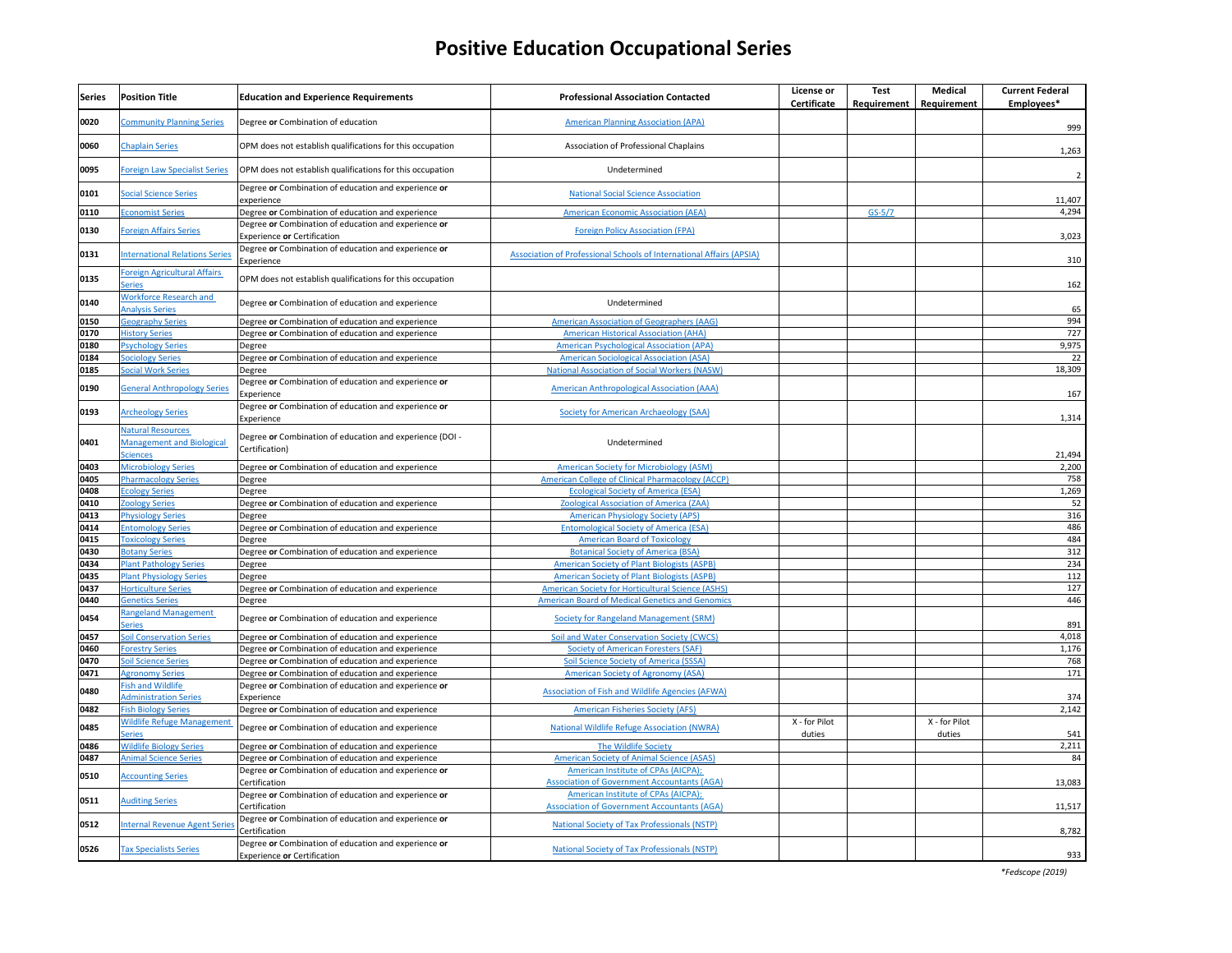# Positive Education Occupational Series

| Series | Position Title | Education and Experience Requirements | Professional Association Contacted | License or Certificate | Test Requirement | Medical Requirement | Current Federal Employees* |
|---|---|---|---|---|---|---|---|
| 0020 | Community Planning Series | Degree **or** Combination of education | American Planning Association (APA) | | | | 999 |
| 0060 | Chaplain Series | OPM does not establish qualifications for this occupation | Association of Professional Chaplains | | | | 1,263 |
| 0095 | Foreign Law Specialist Series | OPM does not establish qualifications for this occupation | Undetermined | | | | 2 |
| 0101 | Social Science Series | Degree **or** Combination of education and experience **or** experience | National Social Science Association | | | | 11,407 |
| 0110 | Economist Series | Degree **or** Combination of education and experience | American Economic Association (AEA) | | GS-5/7 | | 4,294 |
| 0130 | Foreign Affairs Series | Degree **or** Combination of education and experience **or** Experience **or** Certification | Foreign Policy Association (FPA) | | | | 3,023 |
| 0131 | International Relations Series | Degree **or** Combination of education and experience **or** Experience | Association of Professional Schools of International Affairs (APSIA) | | | | 310 |
| 0135 | Foreign Agricultural Affairs Series | OPM does not establish qualifications for this occupation | | | | | 162 |
| 0140 | Workforce Research and Analysis Series | Degree **or** Combination of education and experience | Undetermined | | | | 65 |
| 0150 | Geography Series | Degree **or** Combination of education and experience | American Association of Geographers (AAG) | | | | 994 |
| 0170 | History Series | Degree **or** Combination of education and experience | American Historical Association (AHA) | | | | 727 |
| 0180 | Psychology Series | Degree | American Psychological Association (APA) | | | | 9,975 |
| 0184 | Sociology Series | Degree **or** Combination of education and experience | American Sociological Association (ASA) | | | | 22 |
| 0185 | Social Work Series | Degree | National Association of Social Workers (NASW) | | | | 18,309 |
| 0190 | General Anthropology Series | Degree **or** Combination of education and experience **or** Experience | American Anthropological Association (AAA) | | | | 167 |
| 0193 | Archeology Series | Degree **or** Combination of education and experience **or** Experience | Society for American Archaeology (SAA) | | | | 1,314 |
| 0401 | Natural Resources Management and Biological Sciences | Degree **or** Combination of education and experience (DOI - Certification) | Undetermined | | | | 21,494 |
| 0403 | Microbiology Series | Degree **or** Combination of education and experience | American Society for Microbiology (ASM) | | | | 2,200 |
| 0405 | Pharmacology Series | Degree | American College of Clinical Pharmacology (ACCP) | | | | 758 |
| 0408 | Ecology Series | Degree | Ecological Society of America (ESA) | | | | 1,269 |
| 0410 | Zoology Series | Degree **or** Combination of education and experience | Zoological Association of America (ZAA) | | | | 52 |
| 0413 | Physiology Series | Degree | American Physiology Society (APS) | | | | 316 |
| 0414 | Entomology Series | Degree **or** Combination of education and experience | Entomological Society of America (ESA) | | | | 486 |
| 0415 | Toxicology Series | Degree | American Board of Toxicology | | | | 484 |
| 0430 | Botany Series | Degree **or** Combination of education and experience | Botanical Society of America (BSA) | | | | 312 |
| 0434 | Plant Pathology Series | Degree | American Society of Plant Biologists (ASPB) | | | | 234 |
| 0435 | Plant Physiology Series | Degree | American Society of Plant Biologists (ASPB) | | | | 112 |
| 0437 | Horticulture Series | Degree **or** Combination of education and experience | American Society for Horticultural Science (ASHS) | | | | 127 |
| 0440 | Genetics Series | Degree | American Board of Medical Genetics and Genomics | | | | 446 |
| 0454 | Rangeland Management Series | Degree **or** Combination of education and experience | Society for Rangeland Management (SRM) | | | | 891 |
| 0457 | Soil Conservation Series | Degree **or** Combination of education and experience | Soil and Water Conservation Society (CWCS) | | | | 4,018 |
| 0460 | Forestry Series | Degree **or** Combination of education and experience | Society of American Foresters (SAF) | | | | 1,176 |
| 0470 | Soil Science Series | Degree **or** Combination of education and experience | Soil Science Society of America (SSSA) | | | | 768 |
| 0471 | Agronomy Series | Degree **or** Combination of education and experience | American Society of Agronomy (ASA) | | | | 171 |
| 0480 | Fish and Wildlife Administration Series | Degree **or** Combination of education and experience **or** Experience | Association of Fish and Wildlife Agencies (AFWA) | | | | 374 |
| 0482 | Fish Biology Series | Degree **or** Combination of education and experience | American Fisheries Society (AFS) | | | | 2,142 |
| 0485 | Wildlife Refuge Management Series | Degree **or** Combination of education and experience | National Wildlife Refuge Association (NWRA) | X - for Pilot duties | | X - for Pilot duties | 541 |
| 0486 | Wildlife Biology Series | Degree **or** Combination of education and experience | The Wildlife Society | | | | 2,211 |
| 0487 | Animal Science Series | Degree **or** Combination of education and experience | American Society of Animal Science (ASAS) | | | | 84 |
| 0510 | Accounting Series | Degree **or** Combination of education and experience **or** Certification | American Institute of CPAs (AICPA); Association of Government Accountants (AGA) | | | | 13,083 |
| 0511 | Auditing Series | Degree **or** Combination of education and experience **or** Certification | American Institute of CPAs (AICPA); Association of Government Accountants (AGA) | | | | 11,517 |
| 0512 | Internal Revenue Agent Series | Degree **or** Combination of education and experience **or** Certification | National Society of Tax Professionals (NSTP) | | | | 8,782 |
| 0526 | Tax Specialists Series | Degree **or** Combination of education and experience **or** Experience **or** Certification | National Society of Tax Professionals (NSTP) | | | | 933 |

*\*Fedscope (2019)*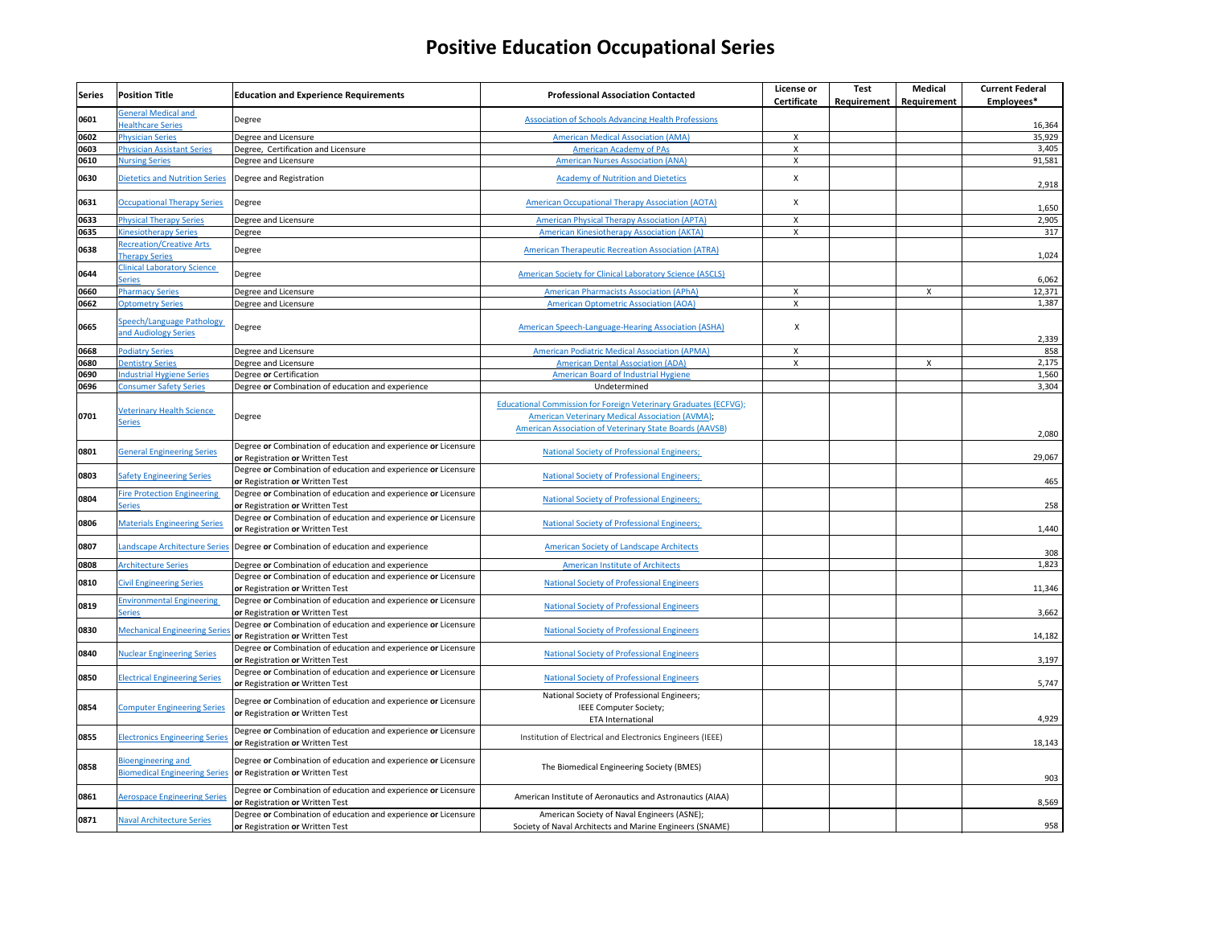# Positive Education Occupational Series

| Series | Position Title | Education and Experience Requirements | Professional Association Contacted | License or Certificate | Test Requirement | Medical Requirement | Current Federal Employees* |
|---|---|---|---|---|---|---|---|
| 0601 | General Medical and Healthcare Series | Degree | Association of Schools Advancing Health Professions | | | | 16,364 |
| 0602 | Physician Series | Degree and Licensure | American Medical Association (AMA) | X | | | 35,929 |
| 0603 | Physician Assistant Series | Degree, Certification and Licensure | American Academy of PAs | X | | | 3,405 |
| 0610 | Nursing Series | Degree and Licensure | American Nurses Association (ANA) | X | | | 91,581 |
| 0630 | Dietetics and Nutrition Series | Degree and Registration | Academy of Nutrition and Dietetics | X | | | 2,918 |
| 0631 | Occupational Therapy Series | Degree | American Occupational Therapy Association (AOTA) | X | | | 1,650 |
| 0633 | Physical Therapy Series | Degree and Licensure | American Physical Therapy Association (APTA) | X | | | 2,905 |
| 0635 | Kinesiotherapy Series | Degree | American Kinesiotherapy Association (AKTA) | X | | | 317 |
| 0638 | Recreation/Creative Arts Therapy Series | Degree | American Therapeutic Recreation Association (ATRA) | | | | 1,024 |
| 0644 | Clinical Laboratory Science Series | Degree | American Society for Clinical Laboratory Science (ASCLS) | | | | 6,062 |
| 0660 | Pharmacy Series | Degree and Licensure | American Pharmacists Association (APhA) | X | | X | 12,371 |
| 0662 | Optometry Series | Degree and Licensure | American Optometric Association (AOA) | X | | | 1,387 |
| 0665 | Speech/Language Pathology and Audiology Series | Degree | American Speech-Language-Hearing Association (ASHA) | X | | | 2,339 |
| 0668 | Podiatry Series | Degree and Licensure | American Podiatric Medical Association (APMA) | X | | | 858 |
| 0680 | Dentistry Series | Degree and Licensure | American Dental Association (ADA) | X | | X | 2,175 |
| 0690 | Industrial Hygiene Series | Degree **or** Certification | American Board of Industrial Hygiene | | | | 1,560 |
| 0696 | Consumer Safety Series | Degree **or** Combination of education and experience | Undetermined | | | | 3,304 |
| 0701 | Veterinary Health Science Series | Degree | Educational Commission for Foreign Veterinary Graduates (ECFVG); American Veterinary Medical Association (AVMA); American Association of Veterinary State Boards (AAVSB) | | | | 2,080 |
| 0801 | General Engineering Series | Degree **or** Combination of education and experience **or** Licensure **or** Registration **or** Written Test | National Society of Professional Engineers; | | | | 29,067 |
| 0803 | Safety Engineering Series | Degree **or** Combination of education and experience **or** Licensure **or** Registration **or** Written Test | National Society of Professional Engineers; | | | | 465 |
| 0804 | Fire Protection Engineering Series | Degree **or** Combination of education and experience **or** Licensure **or** Registration **or** Written Test | National Society of Professional Engineers; | | | | 258 |
| 0806 | Materials Engineering Series | Degree **or** Combination of education and experience **or** Licensure **or** Registration **or** Written Test | National Society of Professional Engineers; | | | | 1,440 |
| 0807 | Landscape Architecture Series | Degree **or** Combination of education and experience | American Society of Landscape Architects | | | | 308 |
| 0808 | Architecture Series | Degree **or** Combination of education and experience | American Institute of Architects | | | | 1,823 |
| 0810 | Civil Engineering Series | Degree **or** Combination of education and experience **or** Licensure **or** Registration **or** Written Test | National Society of Professional Engineers | | | | 11,346 |
| 0819 | Environmental Engineering Series | Degree **or** Combination of education and experience **or** Licensure **or** Registration **or** Written Test | National Society of Professional Engineers | | | | 3,662 |
| 0830 | Mechanical Engineering Series | Degree **or** Combination of education and experience **or** Licensure **or** Registration **or** Written Test | National Society of Professional Engineers | | | | 14,182 |
| 0840 | Nuclear Engineering Series | Degree **or** Combination of education and experience **or** Licensure **or** Registration **or** Written Test | National Society of Professional Engineers | | | | 3,197 |
| 0850 | Electrical Engineering Series | Degree **or** Combination of education and experience **or** Licensure **or** Registration **or** Written Test | National Society of Professional Engineers | | | | 5,747 |
| 0854 | Computer Engineering Series | Degree **or** Combination of education and experience **or** Licensure **or** Registration **or** Written Test | National Society of Professional Engineers; IEEE Computer Society; ETA International | | | | 4,929 |
| 0855 | Electronics Engineering Series | Degree **or** Combination of education and experience **or** Licensure **or** Registration **or** Written Test | Institution of Electrical and Electronics Engineers (IEEE) | | | | 18,143 |
| 0858 | Bioengineering and Biomedical Engineering Series | Degree **or** Combination of education and experience **or** Licensure **or** Registration **or** Written Test | The Biomedical Engineering Society (BMES) | | | | 903 |
| 0861 | Aerospace Engineering Series | Degree **or** Combination of education and experience **or** Licensure **or** Registration **or** Written Test | American Institute of Aeronautics and Astronautics (AIAA) | | | | 8,569 |
| 0871 | Naval Architecture Series | Degree **or** Combination of education and experience **or** Licensure **or** Registration **or** Written Test | American Society of Naval Engineers (ASNE); Society of Naval Architects and Marine Engineers (SNAME) | | | | 958 |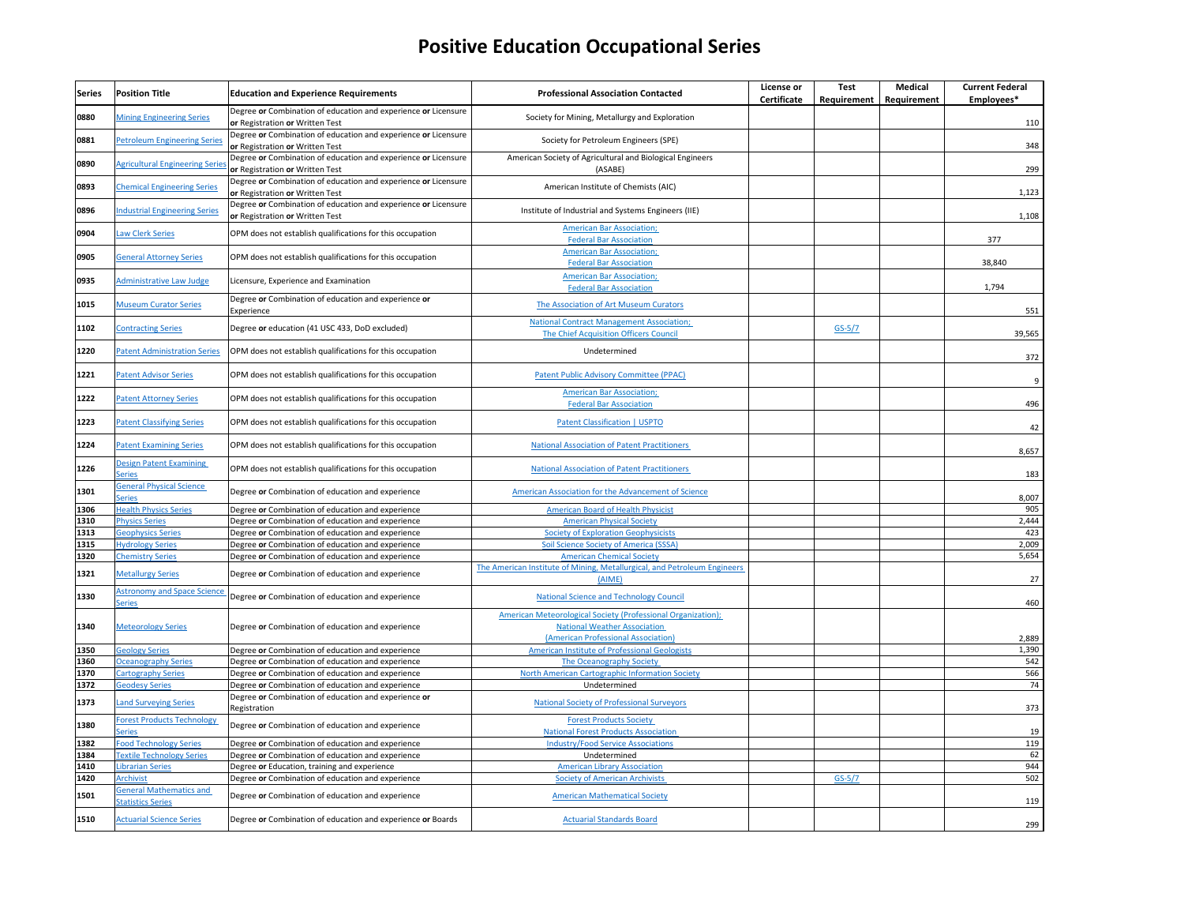# Positive Education Occupational Series

| Series | Position Title | Education and Experience Requirements | Professional Association Contacted | License or Certificate | Test Requirement | Medical Requirement | Current Federal Employees* |
|---|---|---|---|---|---|---|---|
| 0880 | Mining Engineering Series | Degree **or** Combination of education and experience **or** Licensure **or** Registration **or** Written Test | Society for Mining, Metallurgy and Exploration | | | | 110 |
| 0881 | Petroleum Engineering Series | Degree **or** Combination of education and experience **or** Licensure **or** Registration **or** Written Test | Society for Petroleum Engineers (SPE) | | | | 348 |
| 0890 | Agricultural Engineering Series | Degree **or** Combination of education and experience **or** Licensure **or** Registration **or** Written Test | American Society of Agricultural and Biological Engineers (ASABE) | | | | 299 |
| 0893 | Chemical Engineering Series | Degree **or** Combination of education and experience **or** Licensure **or** Registration **or** Written Test | American Institute of Chemists (AIC) | | | | 1,123 |
| 0896 | Industrial Engineering Series | Degree **or** Combination of education and experience **or** Licensure **or** Registration **or** Written Test | Institute of Industrial and Systems Engineers (IIE) | | | | 1,108 |
| 0904 | Law Clerk Series | OPM does not establish qualifications for this occupation | American Bar Association; Federal Bar Association | | | | 377 |
| 0905 | General Attorney Series | OPM does not establish qualifications for this occupation | American Bar Association; Federal Bar Association | | | | 38,840 |
| 0935 | Administrative Law Judge | Licensure, Experience and Examination | American Bar Association; Federal Bar Association | | | | 1,794 |
| 1015 | Museum Curator Series | Degree **or** Combination of education and experience **or** Experience | The Association of Art Museum Curators | | | | 551 |
| 1102 | Contracting Series | Degree **or** education (41 USC 433, DoD excluded) | National Contract Management Association; The Chief Acquisition Officers Council | | GS-5/7 | | 39,565 |
| 1220 | Patent Administration Series | OPM does not establish qualifications for this occupation | Undetermined | | | | 372 |
| 1221 | Patent Advisor Series | OPM does not establish qualifications for this occupation | Patent Public Advisory Committee (PPAC) | | | | 9 |
| 1222 | Patent Attorney Series | OPM does not establish qualifications for this occupation | American Bar Association; Federal Bar Association | | | | 496 |
| 1223 | Patent Classifying Series | OPM does not establish qualifications for this occupation | Patent Classification \| USPTO | | | | 42 |
| 1224 | Patent Examining Series | OPM does not establish qualifications for this occupation | National Association of Patent Practitioners | | | | 8,657 |
| 1226 | Design Patent Examining Series | OPM does not establish qualifications for this occupation | National Association of Patent Practitioners | | | | 183 |
| 1301 | General Physical Science Series | Degree **or** Combination of education and experience | American Association for the Advancement of Science | | | | 8,007 |
| 1306 | Health Physics Series | Degree **or** Combination of education and experience | American Board of Health Physicist | | | | 905 |
| 1310 | Physics Series | Degree **or** Combination of education and experience | American Physical Society | | | | 2,444 |
| 1313 | Geophysics Series | Degree **or** Combination of education and experience | Society of Exploration Geophysicists | | | | 423 |
| 1315 | Hydrology Series | Degree **or** Combination of education and experience | Soil Science Society of America (SSSA) | | | | 2,009 |
| 1320 | Chemistry Series | Degree **or** Combination of education and experience | American Chemical Society | | | | 5,654 |
| 1321 | Metallurgy Series | Degree **or** Combination of education and experience | The American Institute of Mining, Metallurgical, and Petroleum Engineers (AIME) | | | | 27 |
| 1330 | Astronomy and Space Science Series | Degree **or** Combination of education and experience | National Science and Technology Council | | | | 460 |
| 1340 | Meteorology Series | Degree **or** Combination of education and experience | American Meteorological Society (Professional Organization); National Weather Association (American Professional Association) | | | | 2,889 |
| 1350 | Geology Series | Degree **or** Combination of education and experience | American Institute of Professional Geologists | | | | 1,390 |
| 1360 | Oceanography Series | Degree **or** Combination of education and experience | The Oceanography Society | | | | 542 |
| 1370 | Cartography Series | Degree **or** Combination of education and experience | North American Cartographic Information Society | | | | 566 |
| 1372 | Geodesy Series | Degree **or** Combination of education and experience | Undetermined | | | | 74 |
| 1373 | Land Surveying Series | Degree **or** Combination of education and experience **or** Registration | National Society of Professional Surveyors | | | | 373 |
| 1380 | Forest Products Technology Series | Degree **or** Combination of education and experience | Forest Products Society National Forest Products Association | | | | 19 |
| 1382 | Food Technology Series | Degree **or** Combination of education and experience | Industry/Food Service Associations | | | | 119 |
| 1384 | Textile Technology Series | Degree **or** Combination of education and experience | Undetermined | | | | 62 |
| 1410 | Librarian Series | Degree **or** Education, training and experience | American Library Association | | | | 944 |
| 1420 | Archivist | Degree **or** Combination of education and experience | Society of American Archivists | | GS-5/7 | | 502 |
| 1501 | General Mathematics and Statistics Series | Degree **or** Combination of education and experience | American Mathematical Society | | | | 119 |
| 1510 | Actuarial Science Series | Degree **or** Combination of education and experience **or** Boards | Actuarial Standards Board | | | | 299 |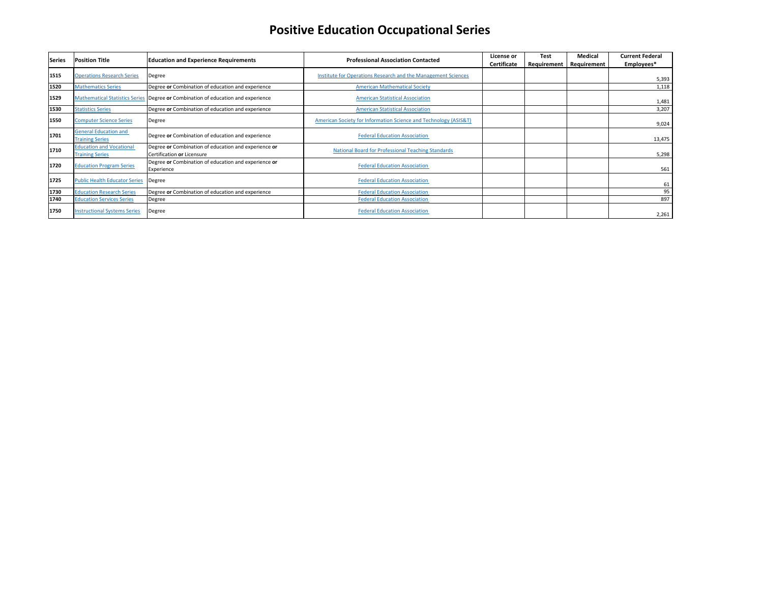# Positive Education Occupational Series

| Series | Position Title | Education and Experience Requirements | Professional Association Contacted | License or Certificate | Test Requirement | Medical Requirement | Current Federal Employees* |
|---|---|---|---|---|---|---|---|
| 1515 | Operations Research Series | Degree | Institute for Operations Research and the Management Sciences | | | | 5,393 |
| 1520 | Mathematics Series | Degree **or** Combination of education and experience | American Mathematical Society | | | | 1,118 |
| 1529 | Mathematical Statistics Series | Degree **or** Combination of education and experience | American Statistical Association | | | | 1,481 |
| 1530 | Statistics Series | Degree **or** Combination of education and experience | American Statistical Association | | | | 3,207 |
| 1550 | Computer Science Series | Degree | American Society for Information Science and Technology (ASIS&T) | | | | 9,024 |
| 1701 | General Education and Training Series | Degree **or** Combination of education and experience | Federal Education Association | | | | 13,475 |
| 1710 | Education and Vocational Training Series | Degree **or** Combination of education and experience **or** Certification **or** Licensure | National Board for Professional Teaching Standards | | | | 5,298 |
| 1720 | Education Program Series | Degree **or** Combination of education and experience **or** Experience | Federal Education Association | | | | 561 |
| 1725 | Public Health Educator Series | Degree | Federal Education Association | | | | 61 |
| 1730 | Education Research Series | Degree **or** Combination of education and experience | Federal Education Association | | | | 95 |
| 1740 | Education Services Series | Degree | Federal Education Association | | | | 897 |
| 1750 | Instructional Systems Series | Degree | Federal Education Association | | | | 2,261 |